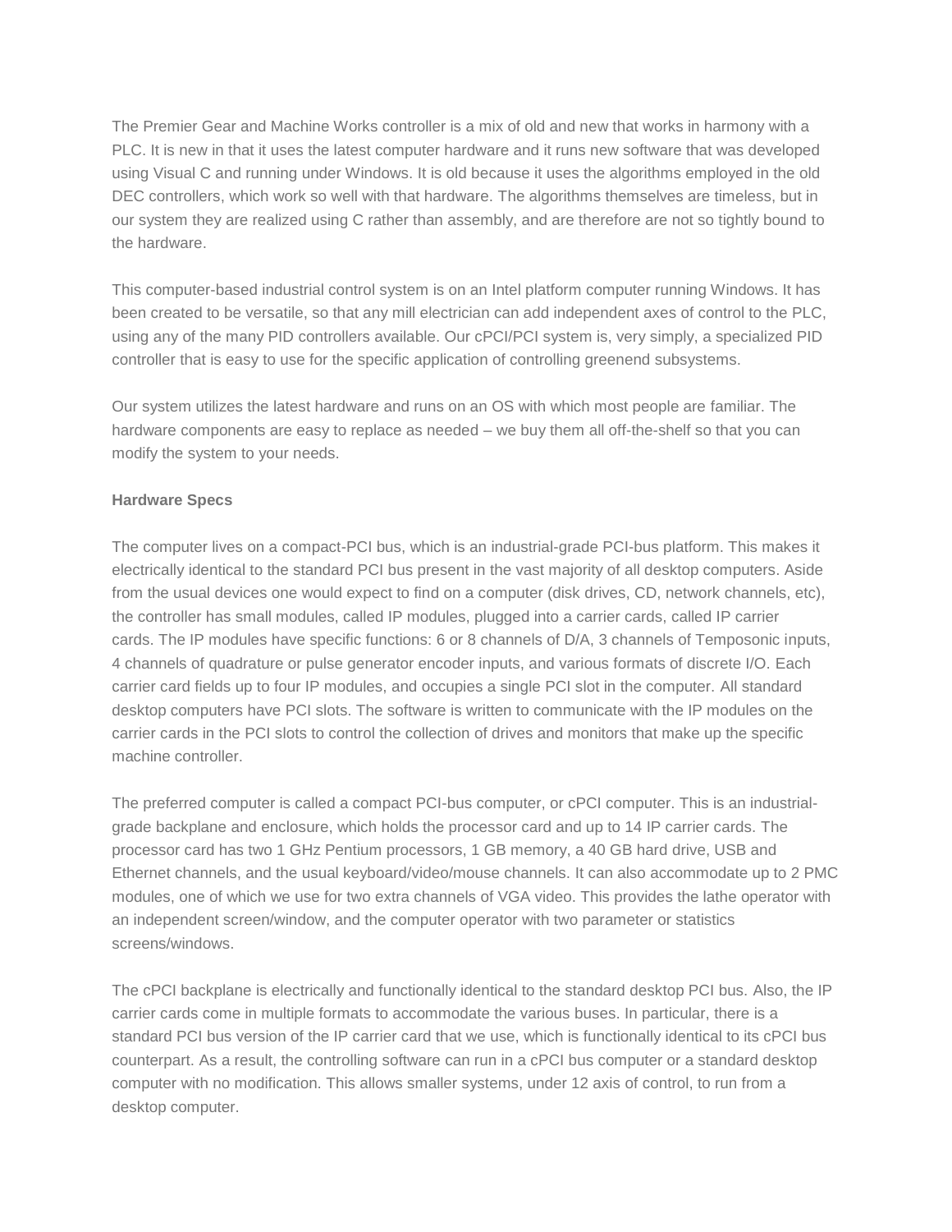The Premier Gear and Machine Works controller is a mix of old and new that works in harmony with a PLC. It is new in that it uses the latest computer hardware and it runs new software that was developed using Visual C and running under Windows. It is old because it uses the algorithms employed in the old DEC controllers, which work so well with that hardware. The algorithms themselves are timeless, but in our system they are realized using C rather than assembly, and are therefore are not so tightly bound to the hardware.

This computer-based industrial control system is on an Intel platform computer running Windows. It has been created to be versatile, so that any mill electrician can add independent axes of control to the PLC, using any of the many PID controllers available. Our cPCI/PCI system is, very simply, a specialized PID controller that is easy to use for the specific application of controlling greenend subsystems.

Our system utilizes the latest hardware and runs on an OS with which most people are familiar. The hardware components are easy to replace as needed – we buy them all off-the-shelf so that you can modify the system to your needs.

**Hardware Specs**

The computer lives on a compact-PCI bus, which is an industrial-grade PCI-bus platform. This makes it electrically identical to the standard PCI bus present in the vast majority of all desktop computers. Aside from the usual devices one would expect to find on a computer (disk drives, CD, network channels, etc), the controller has small modules, called IP modules, plugged into a carrier cards, called IP carrier cards. The IP modules have specific functions: 6 or 8 channels of D/A, 3 channels of Temposonic inputs, 4 channels of quadrature or pulse generator encoder inputs, and various formats of discrete I/O. Each carrier card fields up to four IP modules, and occupies a single PCI slot in the computer. All standard desktop computers have PCI slots. The software is written to communicate with the IP modules on the carrier cards in the PCI slots to control the collection of drives and monitors that make up the specific machine controller.

The preferred computer is called a compact PCI-bus computer, or cPCI computer. This is an industrial-grade backplane and enclosure, which holds the processor card and up to 14 IP carrier cards. The processor card has two 1 GHz Pentium processors, 1 GB memory, a 40 GB hard drive, USB and Ethernet channels, and the usual keyboard/video/mouse channels. It can also accommodate up to 2 PMC modules, one of which we use for two extra channels of VGA video. This provides the lathe operator with an independent screen/window, and the computer operator with two parameter or statistics screens/windows.

The cPCI backplane is electrically and functionally identical to the standard desktop PCI bus. Also, the IP carrier cards come in multiple formats to accommodate the various buses. In particular, there is a standard PCI bus version of the IP carrier card that we use, which is functionally identical to its cPCI bus counterpart. As a result, the controlling software can run in a cPCI bus computer or a standard desktop computer with no modification. This allows smaller systems, under 12 axis of control, to run from a desktop computer.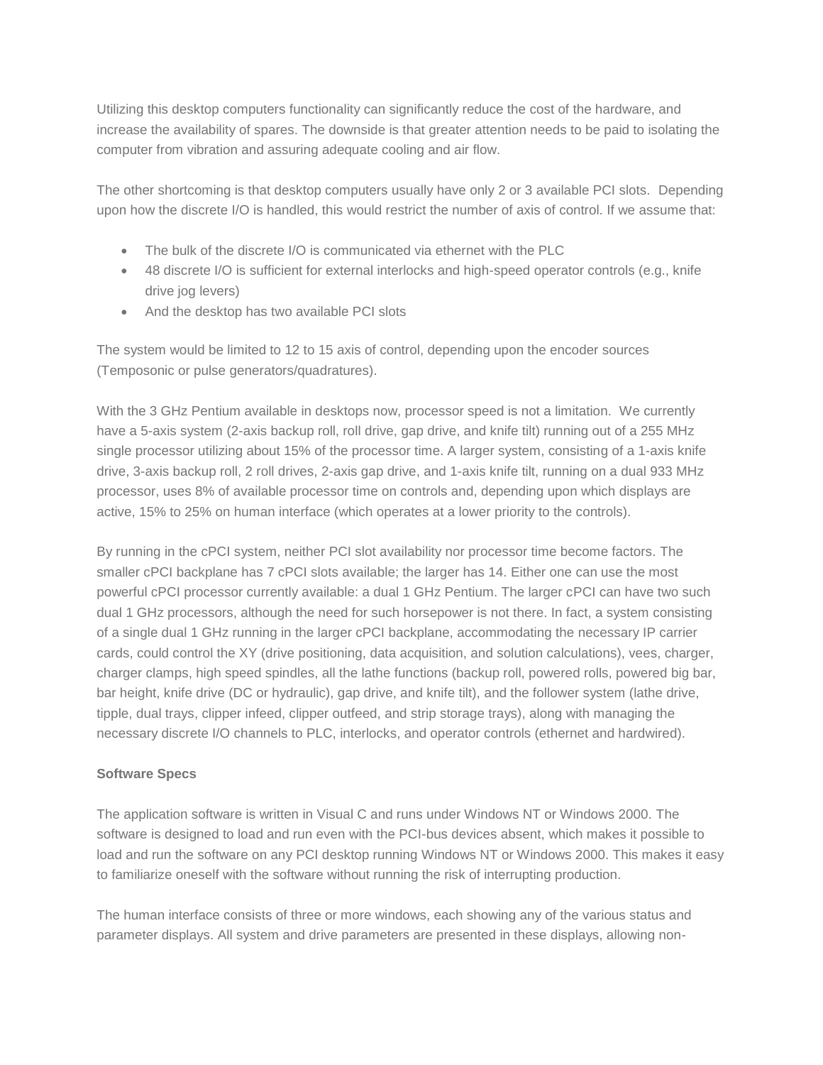Utilizing this desktop computers functionality can significantly reduce the cost of the hardware, and increase the availability of spares. The downside is that greater attention needs to be paid to isolating the computer from vibration and assuring adequate cooling and air flow.

The other shortcoming is that desktop computers usually have only 2 or 3 available PCI slots. Depending upon how the discrete I/O is handled, this would restrict the number of axis of control. If we assume that:

- The bulk of the discrete I/O is communicated via ethernet with the PLC
- 48 discrete I/O is sufficient for external interlocks and high-speed operator controls (e.g., knife drive jog levers)
- And the desktop has two available PCI slots

The system would be limited to 12 to 15 axis of control, depending upon the encoder sources (Temposonic or pulse generators/quadratures).

With the 3 GHz Pentium available in desktops now, processor speed is not a limitation. We currently have a 5-axis system (2-axis backup roll, roll drive, gap drive, and knife tilt) running out of a 255 MHz single processor utilizing about 15% of the processor time. A larger system, consisting of a 1-axis knife drive, 3-axis backup roll, 2 roll drives, 2-axis gap drive, and 1-axis knife tilt, running on a dual 933 MHz processor, uses 8% of available processor time on controls and, depending upon which displays are active, 15% to 25% on human interface (which operates at a lower priority to the controls).

By running in the cPCI system, neither PCI slot availability nor processor time become factors. The smaller cPCI backplane has 7 cPCI slots available; the larger has 14. Either one can use the most powerful cPCI processor currently available: a dual 1 GHz Pentium. The larger cPCI can have two such dual 1 GHz processors, although the need for such horsepower is not there. In fact, a system consisting of a single dual 1 GHz running in the larger cPCI backplane, accommodating the necessary IP carrier cards, could control the XY (drive positioning, data acquisition, and solution calculations), vees, charger, charger clamps, high speed spindles, all the lathe functions (backup roll, powered rolls, powered big bar, bar height, knife drive (DC or hydraulic), gap drive, and knife tilt), and the follower system (lathe drive, tipple, dual trays, clipper infeed, clipper outfeed, and strip storage trays), along with managing the necessary discrete I/O channels to PLC, interlocks, and operator controls (ethernet and hardwired).

**Software Specs**

The application software is written in Visual C and runs under Windows NT or Windows 2000. The software is designed to load and run even with the PCI-bus devices absent, which makes it possible to load and run the software on any PCI desktop running Windows NT or Windows 2000. This makes it easy to familiarize oneself with the software without running the risk of interrupting production.

The human interface consists of three or more windows, each showing any of the various status and parameter displays. All system and drive parameters are presented in these displays, allowing non-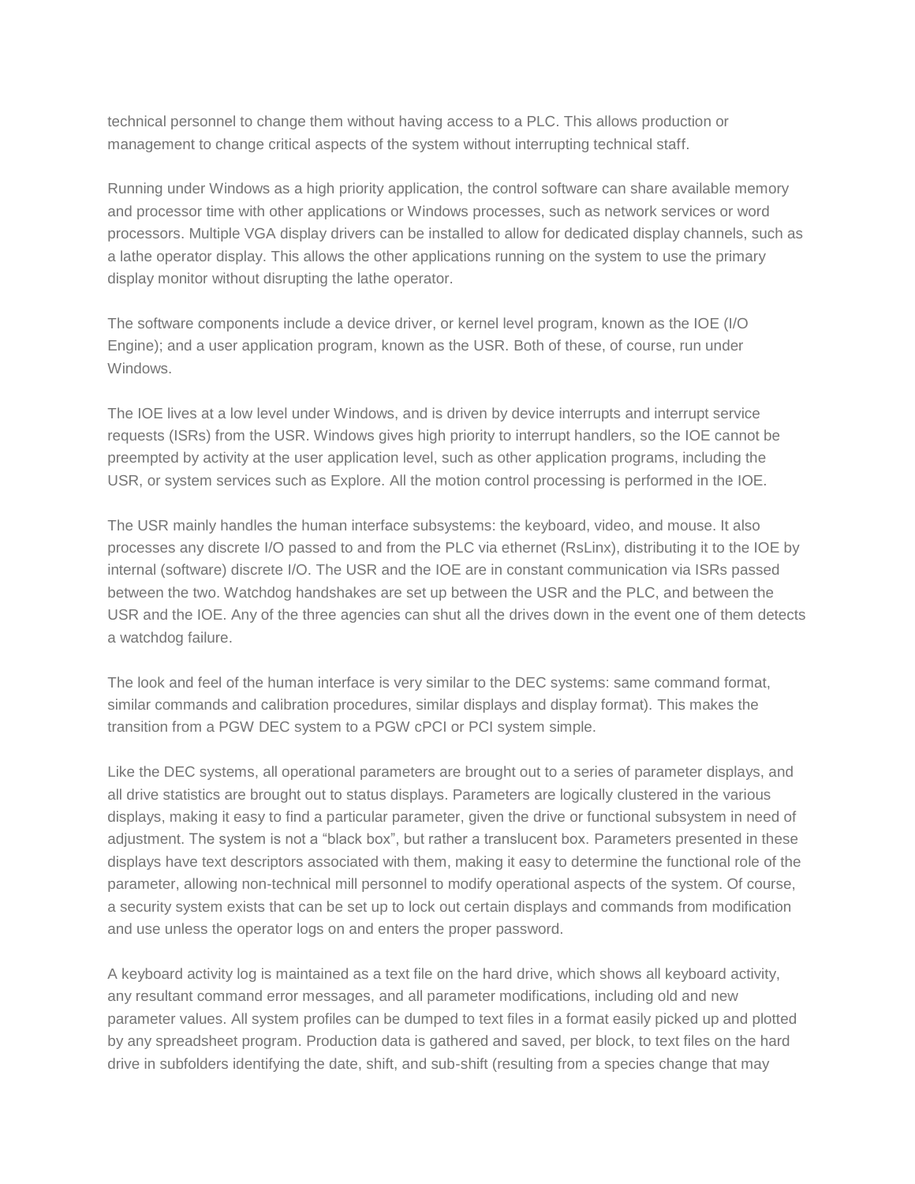technical personnel to change them without having access to a PLC. This allows production or management to change critical aspects of the system without interrupting technical staff.

Running under Windows as a high priority application, the control software can share available memory and processor time with other applications or Windows processes, such as network services or word processors. Multiple VGA display drivers can be installed to allow for dedicated display channels, such as a lathe operator display. This allows the other applications running on the system to use the primary display monitor without disrupting the lathe operator.

The software components include a device driver, or kernel level program, known as the IOE (I/O Engine); and a user application program, known as the USR. Both of these, of course, run under Windows.

The IOE lives at a low level under Windows, and is driven by device interrupts and interrupt service requests (ISRs) from the USR. Windows gives high priority to interrupt handlers, so the IOE cannot be preempted by activity at the user application level, such as other application programs, including the USR, or system services such as Explore. All the motion control processing is performed in the IOE.

The USR mainly handles the human interface subsystems: the keyboard, video, and mouse. It also processes any discrete I/O passed to and from the PLC via ethernet (RsLinx), distributing it to the IOE by internal (software) discrete I/O. The USR and the IOE are in constant communication via ISRs passed between the two. Watchdog handshakes are set up between the USR and the PLC, and between the USR and the IOE. Any of the three agencies can shut all the drives down in the event one of them detects a watchdog failure.

The look and feel of the human interface is very similar to the DEC systems: same command format, similar commands and calibration procedures, similar displays and display format). This makes the transition from a PGW DEC system to a PGW cPCI or PCI system simple.

Like the DEC systems, all operational parameters are brought out to a series of parameter displays, and all drive statistics are brought out to status displays. Parameters are logically clustered in the various displays, making it easy to find a particular parameter, given the drive or functional subsystem in need of adjustment. The system is not a “black box”, but rather a translucent box. Parameters presented in these displays have text descriptors associated with them, making it easy to determine the functional role of the parameter, allowing non-technical mill personnel to modify operational aspects of the system. Of course, a security system exists that can be set up to lock out certain displays and commands from modification and use unless the operator logs on and enters the proper password.

A keyboard activity log is maintained as a text file on the hard drive, which shows all keyboard activity, any resultant command error messages, and all parameter modifications, including old and new parameter values. All system profiles can be dumped to text files in a format easily picked up and plotted by any spreadsheet program. Production data is gathered and saved, per block, to text files on the hard drive in subfolders identifying the date, shift, and sub-shift (resulting from a species change that may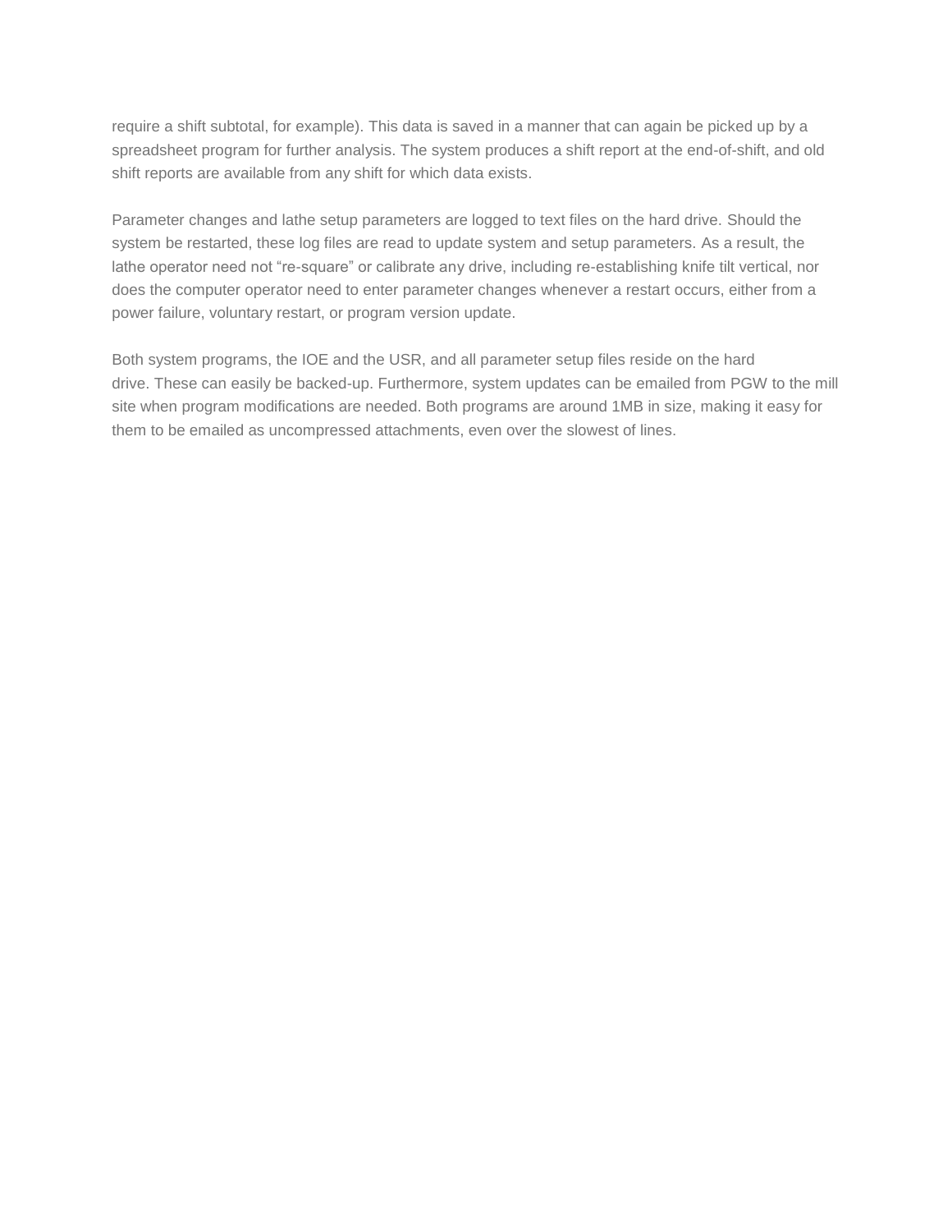require a shift subtotal, for example). This data is saved in a manner that can again be picked up by a spreadsheet program for further analysis. The system produces a shift report at the end-of-shift, and old shift reports are available from any shift for which data exists.

Parameter changes and lathe setup parameters are logged to text files on the hard drive. Should the system be restarted, these log files are read to update system and setup parameters. As a result, the lathe operator need not “re-square” or calibrate any drive, including re-establishing knife tilt vertical, nor does the computer operator need to enter parameter changes whenever a restart occurs, either from a power failure, voluntary restart, or program version update.

Both system programs, the IOE and the USR, and all parameter setup files reside on the hard drive. These can easily be backed-up. Furthermore, system updates can be emailed from PGW to the mill site when program modifications are needed. Both programs are around 1MB in size, making it easy for them to be emailed as uncompressed attachments, even over the slowest of lines.